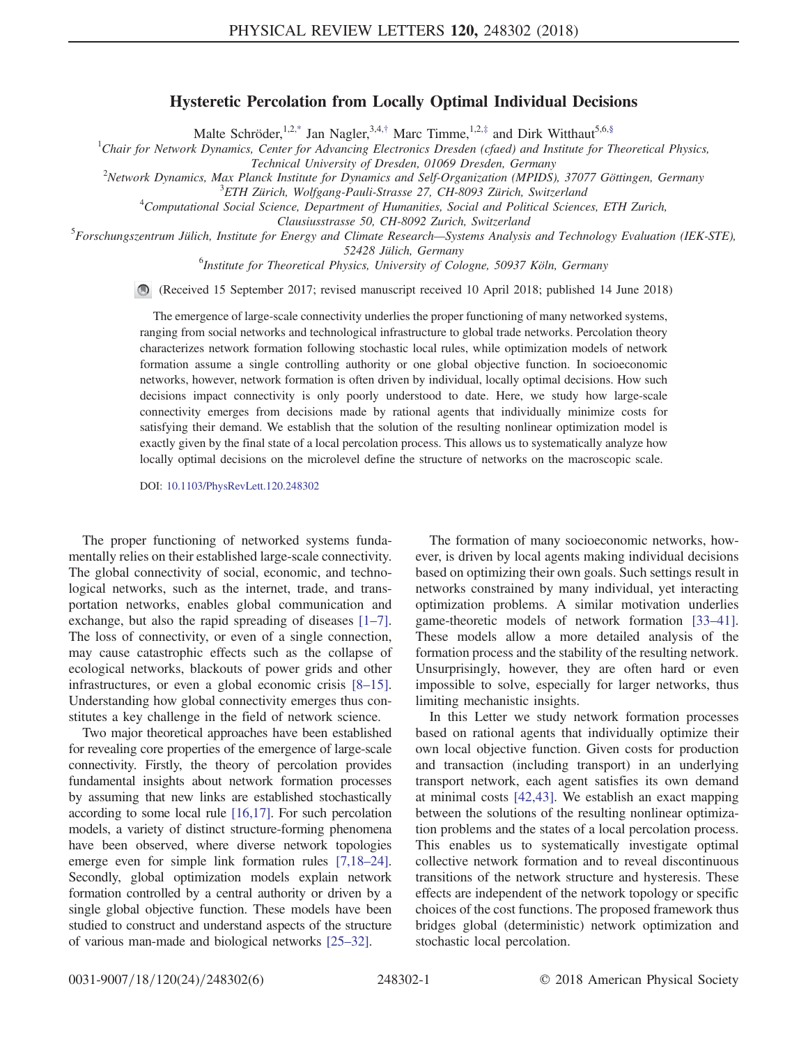# Hysteretic Percolation from Locally Optimal Individual Decisions

Malte Schröder,[1,2,*] Jan Nagler,[3,4,†] Marc Timme,[1,2,‡] and Dirk Witthaut[5,6,§]

[1]*Chair for Network Dynamics, Center for Advancing Electronics Dresden (cfaed) and Institute for Theoretical Physics, Technical University of Dresden, 01069 Dresden, Germany*
[2]*Network Dynamics, Max Planck Institute for Dynamics and Self-Organization (MPIDS), 37077 Göttingen, Germany*
[3]*ETH Zürich, Wolfgang-Pauli-Strasse 27, CH-8093 Zürich, Switzerland*
[4]*Computational Social Science, Department of Humanities, Social and Political Sciences, ETH Zurich, Clausiusstrasse 50, CH-8092 Zurich, Switzerland*
[5]*Forschungszentrum Jülich, Institute for Energy and Climate Research—Systems Analysis and Technology Evaluation (IEK-STE), 52428 Jülich, Germany*
[6]*Institute for Theoretical Physics, University of Cologne, 50937 Köln, Germany*

(Received 15 September 2017; revised manuscript received 10 April 2018; published 14 June 2018)

The emergence of large-scale connectivity underlies the proper functioning of many networked systems, ranging from social networks and technological infrastructure to global trade networks. Percolation theory characterizes network formation following stochastic local rules, while optimization models of network formation assume a single controlling authority or one global objective function. In socioeconomic networks, however, network formation is often driven by individual, locally optimal decisions. How such decisions impact connectivity is only poorly understood to date. Here, we study how large-scale connectivity emerges from decisions made by rational agents that individually minimize costs for satisfying their demand. We establish that the solution of the resulting nonlinear optimization model is exactly given by the final state of a local percolation process. This allows us to systematically analyze how locally optimal decisions on the microlevel define the structure of networks on the macroscopic scale.

DOI: 10.1103/PhysRevLett.120.248302

The proper functioning of networked systems fundamentally relies on their established large-scale connectivity. The global connectivity of social, economic, and technological networks, such as the internet, trade, and transportation networks, enables global communication and exchange, but also the rapid spreading of diseases [1–7]. The loss of connectivity, or even of a single connection, may cause catastrophic effects such as the collapse of ecological networks, blackouts of power grids and other infrastructures, or even a global economic crisis [8–15]. Understanding how global connectivity emerges thus constitutes a key challenge in the field of network science.

Two major theoretical approaches have been established for revealing core properties of the emergence of large-scale connectivity. Firstly, the theory of percolation provides fundamental insights about network formation processes by assuming that new links are established stochastically according to some local rule [16,17]. For such percolation models, a variety of distinct structure-forming phenomena have been observed, where diverse network topologies emerge even for simple link formation rules [7,18–24]. Secondly, global optimization models explain network formation controlled by a central authority or driven by a single global objective function. These models have been studied to construct and understand aspects of the structure of various man-made and biological networks [25–32].

The formation of many socioeconomic networks, however, is driven by local agents making individual decisions based on optimizing their own goals. Such settings result in networks constrained by many individual, yet interacting optimization problems. A similar motivation underlies game-theoretic models of network formation [33–41]. These models allow a more detailed analysis of the formation process and the stability of the resulting network. Unsurprisingly, however, they are often hard or even impossible to solve, especially for larger networks, thus limiting mechanistic insights.

In this Letter we study network formation processes based on rational agents that individually optimize their own local objective function. Given costs for production and transaction (including transport) in an underlying transport network, each agent satisfies its own demand at minimal costs [42,43]. We establish an exact mapping between the solutions of the resulting nonlinear optimization problems and the states of a local percolation process. This enables us to systematically investigate optimal collective network formation and to reveal discontinuous transitions of the network structure and hysteresis. These effects are independent of the network topology or specific choices of the cost functions. The proposed framework thus bridges global (deterministic) network optimization and stochastic local percolation.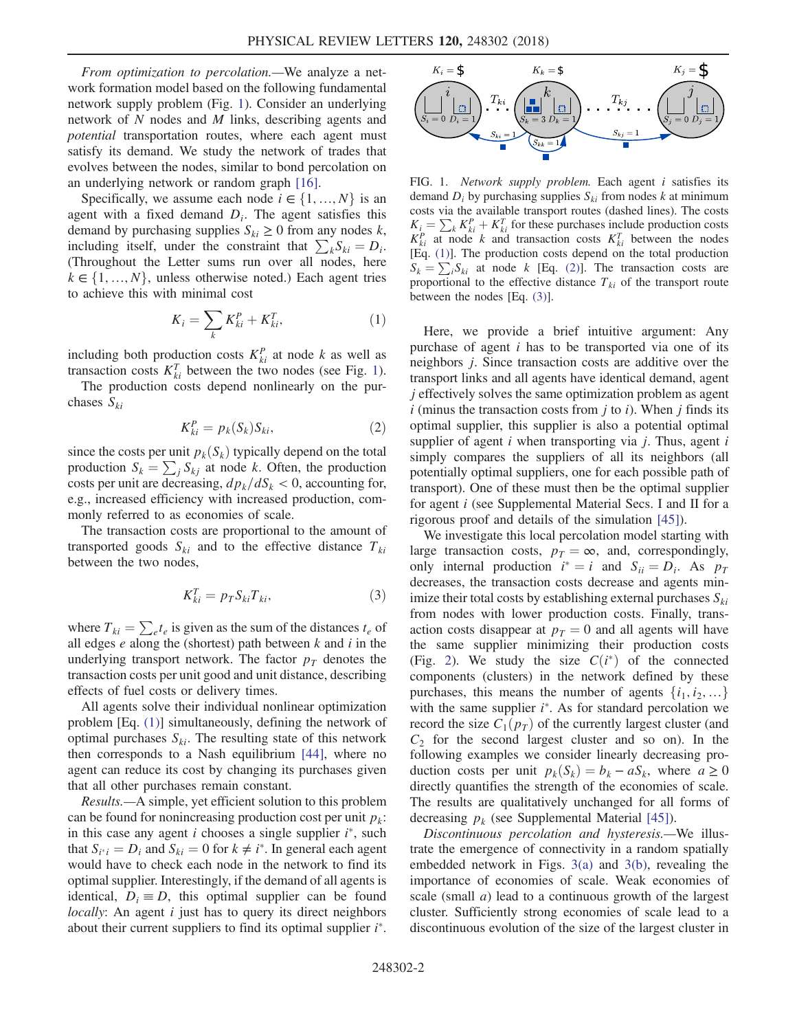*From optimization to percolation.*—We analyze a network formation model based on the following fundamental network supply problem (Fig. 1). Consider an underlying network of $N$ nodes and $M$ links, describing agents and *potential* transportation routes, where each agent must satisfy its demand. We study the network of trades that evolves between the nodes, similar to bond percolation on an underlying network or random graph [16].

Specifically, we assume each node $i \in \{1, \ldots, N\}$ is an agent with a fixed demand $D_i$. The agent satisfies this demand by purchasing supplies $S_{ki} \geq 0$ from any nodes $k$, including itself, under the constraint that $\sum_k S_{ki} = D_i$. (Throughout the Letter sums run over all nodes, here $k \in \{1, \ldots, N\}$, unless otherwise noted.) Each agent tries to achieve this with minimal cost

$$K_i = \sum_k K_{ki}^P + K_{ki}^T, \tag{1}$$

including both production costs $K_{ki}^P$ at node $k$ as well as transaction costs $K_{ki}^T$ between the two nodes (see Fig. 1).

The production costs depend nonlinearly on the purchases $S_{ki}$

$$K_{ki}^P = p_k(S_k) S_{ki}, \tag{2}$$

since the costs per unit $p_k(S_k)$ typically depend on the total production $S_k = \sum_j S_{kj}$ at node $k$. Often, the production costs per unit are decreasing, $dp_k/dS_k < 0$, accounting for, e.g., increased efficiency with increased production, commonly referred to as economies of scale.

The transaction costs are proportional to the amount of transported goods $S_{ki}$ and to the effective distance $T_{ki}$ between the two nodes,

$$K_{ki}^T = p_T S_{ki} T_{ki}, \tag{3}$$

where $T_{ki} = \sum_e t_e$ is given as the sum of the distances $t_e$ of all edges $e$ along the (shortest) path between $k$ and $i$ in the underlying transport network. The factor $p_T$ denotes the transaction costs per unit good and unit distance, describing effects of fuel costs or delivery times.

All agents solve their individual nonlinear optimization problem [Eq. (1)] simultaneously, defining the network of optimal purchases $S_{ki}$. The resulting state of this network then corresponds to a Nash equilibrium [44], where no agent can reduce its cost by changing its purchases given that all other purchases remain constant.

*Results.*—A simple, yet efficient solution to this problem can be found for nonincreasing production cost per unit $p_k$: in this case any agent $i$ chooses a single supplier $i^*$, such that $S_{i^*i} = D_i$ and $S_{ki} = 0$ for $k \neq i^*$. In general each agent would have to check each node in the network to find its optimal supplier. Interestingly, if the demand of all agents is identical, $D_i \equiv D$, this optimal supplier can be found *locally*: An agent $i$ just has to query its direct neighbors about their current suppliers to find its optimal supplier $i^*$.

FIG. 1. *Network supply problem.* Each agent $i$ satisfies its demand $D_i$ by purchasing supplies $S_{ki}$ from nodes $k$ at minimum costs via the available transport routes (dashed lines). The costs $K_i = \sum_k K_{ki}^P + K_{ki}^T$ for these purchases include production costs $K_{ki}^P$ at node $k$ and transaction costs $K_{ki}^T$ between the nodes [Eq. (1)]. The production costs depend on the total production $S_k = \sum_i S_{ki}$ at node $k$ [Eq. (2)]. The transaction costs are proportional to the effective distance $T_{ki}$ of the transport route between the nodes [Eq. (3)].

Here, we provide a brief intuitive argument: Any purchase of agent $i$ has to be transported via one of its neighbors $j$. Since transaction costs are additive over the transport links and all agents have identical demand, agent $j$ effectively solves the same optimization problem as agent $i$ (minus the transaction costs from $j$ to $i$). When $j$ finds its optimal supplier, this supplier is also a potential optimal supplier of agent $i$ when transporting via $j$. Thus, agent $i$ simply compares the suppliers of all its neighbors (all potentially optimal suppliers, one for each possible path of transport). One of these must then be the optimal supplier for agent $i$ (see Supplemental Material Secs. I and II for a rigorous proof and details of the simulation [45]).

We investigate this local percolation model starting with large transaction costs, $p_T = \infty$, and, correspondingly, only internal production $i^* = i$ and $S_{ii} = D_i$. As $p_T$ decreases, the transaction costs decrease and agents minimize their total costs by establishing external purchases $S_{ki}$ from nodes with lower production costs. Finally, transaction costs disappear at $p_T = 0$ and all agents will have the same supplier minimizing their production costs (Fig. 2). We study the size $C(i^*)$ of the connected components (clusters) in the network defined by these purchases, this means the number of agents $\{i_1, i_2, \ldots\}$ with the same supplier $i^*$. As for standard percolation we record the size $C_1(p_T)$ of the currently largest cluster (and $C_2$ for the second largest cluster and so on). In the following examples we consider linearly decreasing production costs per unit $p_k(S_k) = b_k - aS_k$, where $a \geq 0$ directly quantifies the strength of the economies of scale. The results are qualitatively unchanged for all forms of decreasing $p_k$ (see Supplemental Material [45]).

*Discontinuous percolation and hysteresis.*—We illustrate the emergence of connectivity in a random spatially embedded network in Figs. 3(a) and 3(b), revealing the importance of economies of scale. Weak economies of scale (small $a$) lead to a continuous growth of the largest cluster. Sufficiently strong economies of scale lead to a discontinuous evolution of the size of the largest cluster in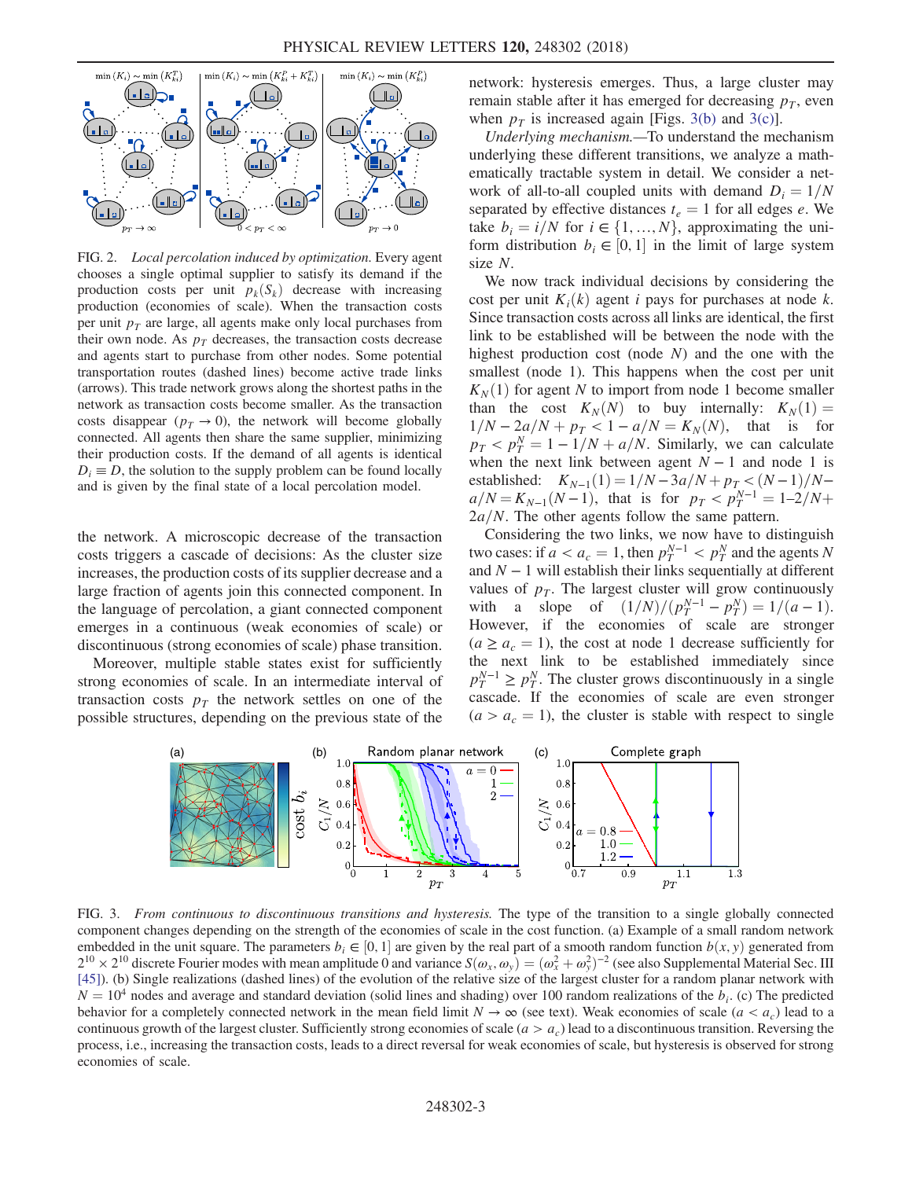FIG. 2. *Local percolation induced by optimization.* Every agent chooses a single optimal supplier to satisfy its demand if the production costs per unit $p_k(S_k)$ decrease with increasing production (economies of scale). When the transaction costs per unit $p_T$ are large, all agents make only local purchases from their own node. As $p_T$ decreases, the transaction costs decrease and agents start to purchase from other nodes. Some potential transportation routes (dashed lines) become active trade links (arrows). This trade network grows along the shortest paths in the network as transaction costs become smaller. As the transaction costs disappear ($p_T \to 0$), the network will become globally connected. All agents then share the same supplier, minimizing their production costs. If the demand of all agents is identical $D_i \equiv D$, the solution to the supply problem can be found locally and is given by the final state of a local percolation model.

the network. A microscopic decrease of the transaction costs triggers a cascade of decisions: As the cluster size increases, the production costs of its supplier decrease and a large fraction of agents join this connected component. In the language of percolation, a giant connected component emerges in a continuous (weak economies of scale) or discontinuous (strong economies of scale) phase transition.

Moreover, multiple stable states exist for sufficiently strong economies of scale. In an intermediate interval of transaction costs $p_T$ the network settles on one of the possible structures, depending on the previous state of the network: hysteresis emerges. Thus, a large cluster may remain stable after it has emerged for decreasing $p_T$, even when $p_T$ is increased again [Figs. 3(b) and 3(c)].

*Underlying mechanism.*—To understand the mechanism underlying these different transitions, we analyze a mathematically tractable system in detail. We consider a network of all-to-all coupled units with demand $D_i = 1/N$ separated by effective distances $t_e = 1$ for all edges $e$. We take $b_i = i/N$ for $i \in \{1, \ldots, N\}$, approximating the uniform distribution $b_i \in [0, 1]$ in the limit of large system size $N$.

We now track individual decisions by considering the cost per unit $K_i(k)$ agent $i$ pays for purchases at node $k$. Since transaction costs across all links are identical, the first link to be established will be between the node with the highest production cost (node $N$) and the one with the smallest (node 1). This happens when the cost per unit $K_N(1)$ for agent $N$ to import from node 1 become smaller than the cost $K_N(N)$ to buy internally: $K_N(1) = 1/N - 2a/N + p_T < 1 - a/N = K_N(N)$, that is for $p_T < p_T^N = 1 - 1/N + a/N$. Similarly, we can calculate when the next link between agent $N-1$ and node 1 is established: $K_{N-1}(1) = 1/N - 3a/N + p_T < (N-1)/N - a/N = K_{N-1}(N-1)$, that is for $p_T < p_T^{N-1} = 1 - 2/N + 2a/N$. The other agents follow the same pattern.

Considering the two links, we now have to distinguish two cases: if $a < a_c = 1$, then $p_T^{N-1} < p_T^N$ and the agents $N$ and $N-1$ will establish their links sequentially at different values of $p_T$. The largest cluster will grow continuously with a slope of $(1/N)/(p_T^{N-1} - p_T^N) = 1/(a-1)$. However, if the economies of scale are stronger ($a \geq a_c = 1$), the cost at node 1 decrease sufficiently for the next link to be established immediately since $p_T^{N-1} \geq p_T^N$. The cluster grows discontinuously in a single cascade. If the economies of scale are even stronger ($a > a_c = 1$), the cluster is stable with respect to single

FIG. 3. *From continuous to discontinuous transitions and hysteresis.* The type of the transition to a single globally connected component changes depending on the strength of the economies of scale in the cost function. (a) Example of a small random network embedded in the unit square. The parameters $b_i \in [0, 1]$ are given by the real part of a smooth random function $b(x, y)$ generated from $2^{10} \times 2^{10}$ discrete Fourier modes with mean amplitude 0 and variance $S(\omega_x, \omega_y) = (\omega_x^2 + \omega_y^2)^{-2}$ (see also Supplemental Material Sec. III [45]). (b) Single realizations (dashed lines) of the evolution of the relative size of the largest cluster for a random planar network with $N = 10^4$ nodes and average and standard deviation (solid lines and shading) over 100 random realizations of the $b_i$. (c) The predicted behavior for a completely connected network in the mean field limit $N \to \infty$ (see text). Weak economies of scale ($a < a_c$) lead to a continuous growth of the largest cluster. Sufficiently strong economies of scale ($a > a_c$) lead to a discontinuous transition. Reversing the process, i.e., increasing the transaction costs, leads to a direct reversal for weak economies of scale, but hysteresis is observed for strong economies of scale.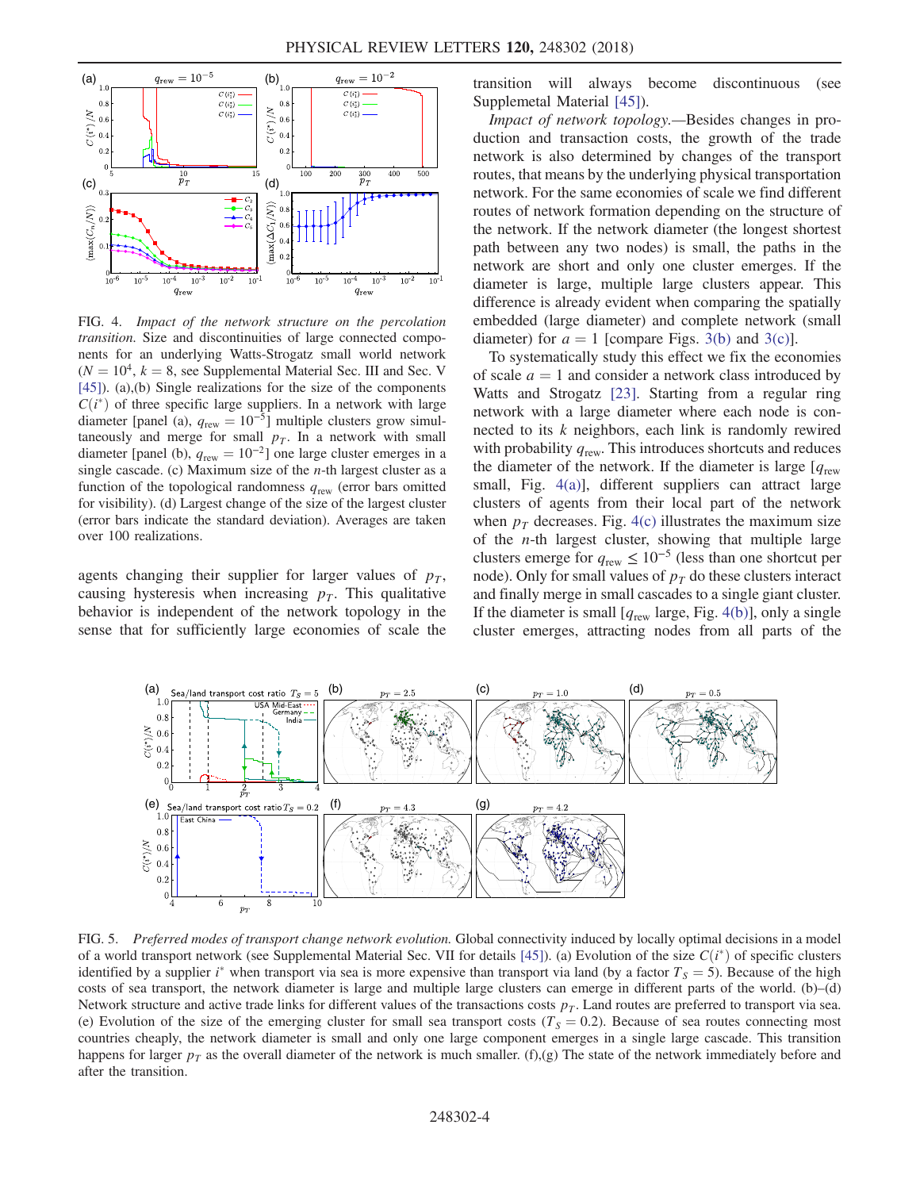FIG. 4. *Impact of the network structure on the percolation transition.* Size and discontinuities of large connected components for an underlying Watts-Strogatz small world network ($N = 10^4$, $k = 8$, see Supplemental Material Sec. III and Sec. V [45]). (a),(b) Single realizations for the size of the components $C(i^*)$ of three specific large suppliers. In a network with large diameter [panel (a), $q_{\mathrm{rew}} = 10^{-5}$] multiple clusters grow simultaneously and merge for small $p_T$. In a network with small diameter [panel (b), $q_{\mathrm{rew}} = 10^{-2}$] one large cluster emerges in a single cascade. (c) Maximum size of the $n$-th largest cluster as a function of the topological randomness $q_{\mathrm{rew}}$ (error bars omitted for visibility). (d) Largest change of the size of the largest cluster (error bars indicate the standard deviation). Averages are taken over 100 realizations.

agents changing their supplier for larger values of $p_T$, causing hysteresis when increasing $p_T$. This qualitative behavior is independent of the network topology in the sense that for sufficiently large economies of scale the transition will always become discontinuous (see Supplemetal Material [45]).

*Impact of network topology.*—Besides changes in production and transaction costs, the growth of the trade network is also determined by changes of the transport routes, that means by the underlying physical transportation network. For the same economies of scale we find different routes of network formation depending on the structure of the network. If the network diameter (the longest shortest path between any two nodes) is small, the paths in the network are short and only one cluster emerges. If the diameter is large, multiple large clusters appear. This difference is already evident when comparing the spatially embedded (large diameter) and complete network (small diameter) for $a = 1$ [compare Figs. 3(b) and 3(c)].

To systematically study this effect we fix the economies of scale $a = 1$ and consider a network class introduced by Watts and Strogatz [23]. Starting from a regular ring network with a large diameter where each node is connected to its $k$ neighbors, each link is randomly rewired with probability $q_{\mathrm{rew}}$. This introduces shortcuts and reduces the diameter of the network. If the diameter is large [$q_{\mathrm{rew}}$ small, Fig. 4(a)], different suppliers can attract large clusters of agents from their local part of the network when $p_T$ decreases. Fig. 4(c) illustrates the maximum size of the $n$-th largest cluster, showing that multiple large clusters emerge for $q_{\mathrm{rew}} \leq 10^{-5}$ (less than one shortcut per node). Only for small values of $p_T$ do these clusters interact and finally merge in small cascades to a single giant cluster. If the diameter is small [$q_{\mathrm{rew}}$ large, Fig. 4(b)], only a single cluster emerges, attracting nodes from all parts of the

FIG. 5. *Preferred modes of transport change network evolution.* Global connectivity induced by locally optimal decisions in a model of a world transport network (see Supplemental Material Sec. VII for details [45]). (a) Evolution of the size $C(i^*)$ of specific clusters identified by a supplier $i^*$ when transport via sea is more expensive than transport via land (by a factor $T_S = 5$). Because of the high costs of sea transport, the network diameter is large and multiple large clusters can emerge in different parts of the world. (b)–(d) Network structure and active trade links for different values of the transactions costs $p_T$. Land routes are preferred to transport via sea. (e) Evolution of the size of the emerging cluster for small sea transport costs ($T_S = 0.2$). Because of sea routes connecting most countries cheaply, the network diameter is small and only one large component emerges in a single large cascade. This transition happens for larger $p_T$ as the overall diameter of the network is much smaller. (f),(g) The state of the network immediately before and after the transition.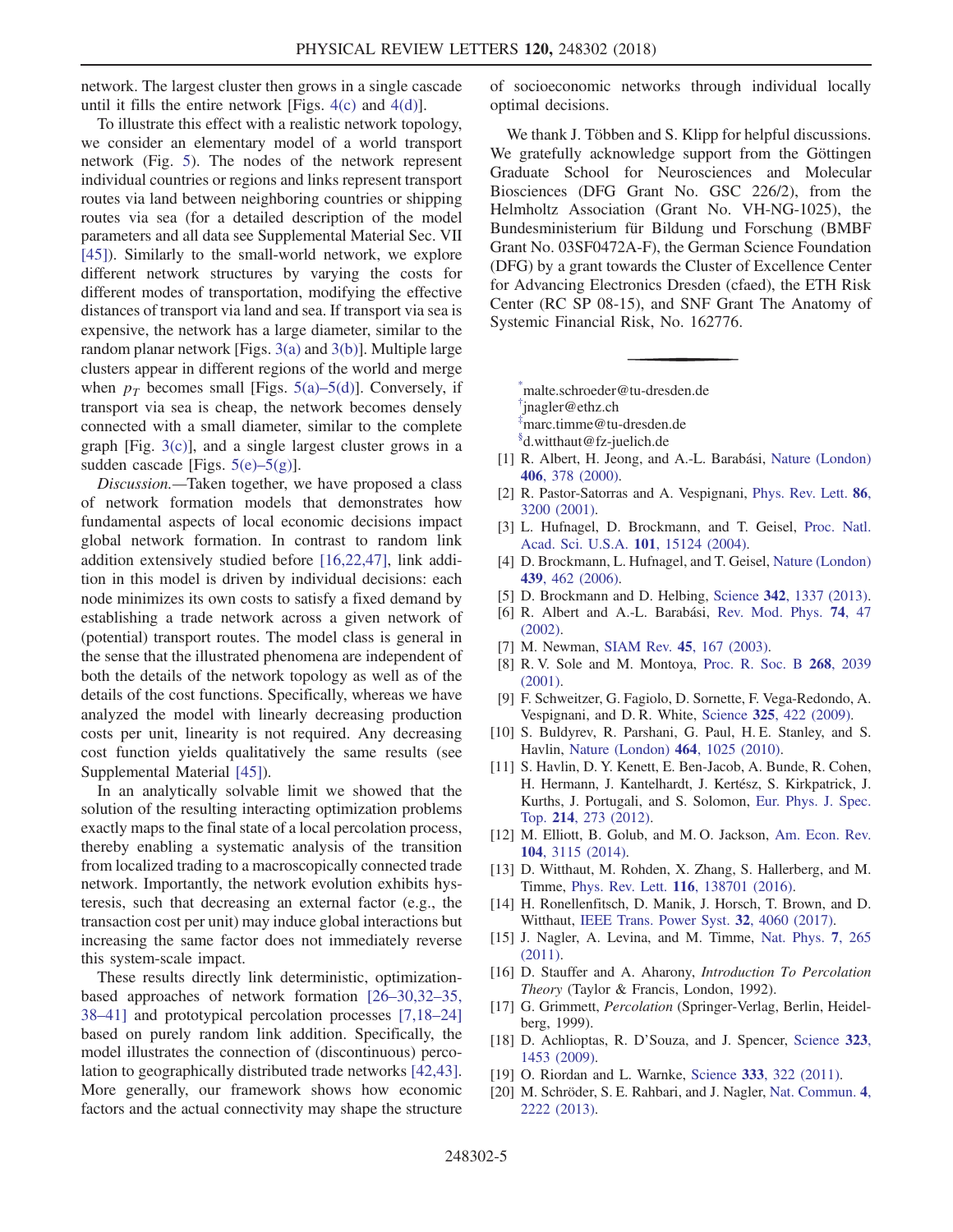network. The largest cluster then grows in a single cascade until it fills the entire network [Figs. 4(c) and 4(d)].

To illustrate this effect with a realistic network topology, we consider an elementary model of a world transport network (Fig. 5). The nodes of the network represent individual countries or regions and links represent transport routes via land between neighboring countries or shipping routes via sea (for a detailed description of the model parameters and all data see Supplemental Material Sec. VII [45]). Similarly to the small-world network, we explore different network structures by varying the costs for different modes of transportation, modifying the effective distances of transport via land and sea. If transport via sea is expensive, the network has a large diameter, similar to the random planar network [Figs. 3(a) and 3(b)]. Multiple large clusters appear in different regions of the world and merge when $p_T$ becomes small [Figs. 5(a)–5(d)]. Conversely, if transport via sea is cheap, the network becomes densely connected with a small diameter, similar to the complete graph [Fig. 3(c)], and a single largest cluster grows in a sudden cascade [Figs. 5(e)–5(g)].

*Discussion.*—Taken together, we have proposed a class of network formation models that demonstrates how fundamental aspects of local economic decisions impact global network formation. In contrast to random link addition extensively studied before [16,22,47], link addition in this model is driven by individual decisions: each node minimizes its own costs to satisfy a fixed demand by establishing a trade network across a given network of (potential) transport routes. The model class is general in the sense that the illustrated phenomena are independent of both the details of the network topology as well as of the details of the cost functions. Specifically, whereas we have analyzed the model with linearly decreasing production costs per unit, linearity is not required. Any decreasing cost function yields qualitatively the same results (see Supplemental Material [45]).

In an analytically solvable limit we showed that the solution of the resulting interacting optimization problems exactly maps to the final state of a local percolation process, thereby enabling a systematic analysis of the transition from localized trading to a macroscopically connected trade network. Importantly, the network evolution exhibits hysteresis, such that decreasing an external factor (e.g., the transaction cost per unit) may induce global interactions but increasing the same factor does not immediately reverse this system-scale impact.

These results directly link deterministic, optimization-based approaches of network formation [26–30,32–35, 38–41] and prototypical percolation processes [7,18–24] based on purely random link addition. Specifically, the model illustrates the connection of (discontinuous) percolation to geographically distributed trade networks [42,43]. More generally, our framework shows how economic factors and the actual connectivity may shape the structure of socioeconomic networks through individual locally optimal decisions.

We thank J. Többen and S. Klipp for helpful discussions. We gratefully acknowledge support from the Göttingen Graduate School for Neurosciences and Molecular Biosciences (DFG Grant No. GSC 226/2), from the Helmholtz Association (Grant No. VH-NG-1025), the Bundesministerium für Bildung und Forschung (BMBF Grant No. 03SF0472A-F), the German Science Foundation (DFG) by a grant towards the Cluster of Excellence Center for Advancing Electronics Dresden (cfaed), the ETH Risk Center (RC SP 08-15), and SNF Grant The Anatomy of Systemic Financial Risk, No. 162776.

---

[*] malte.schroeder@tu-dresden.de
[†] jnagler@ethz.ch
[‡] marc.timme@tu-dresden.de
[§] d.witthaut@fz-juelich.de

[1] R. Albert, H. Jeong, and A.-L. Barabási, Nature (London) **406**, 378 (2000).
[2] R. Pastor-Satorras and A. Vespignani, Phys. Rev. Lett. **86**, 3200 (2001).
[3] L. Hufnagel, D. Brockmann, and T. Geisel, Proc. Natl. Acad. Sci. U.S.A. **101**, 15124 (2004).
[4] D. Brockmann, L. Hufnagel, and T. Geisel, Nature (London) **439**, 462 (2006).
[5] D. Brockmann and D. Helbing, Science **342**, 1337 (2013).
[6] R. Albert and A.-L. Barabási, Rev. Mod. Phys. **74**, 47 (2002).
[7] M. Newman, SIAM Rev. **45**, 167 (2003).
[8] R. V. Sole and M. Montoya, Proc. R. Soc. B **268**, 2039 (2001).
[9] F. Schweitzer, G. Fagiolo, D. Sornette, F. Vega-Redondo, A. Vespignani, and D. R. White, Science **325**, 422 (2009).
[10] S. Buldyrev, R. Parshani, G. Paul, H. E. Stanley, and S. Havlin, Nature (London) **464**, 1025 (2010).
[11] S. Havlin, D. Y. Kenett, E. Ben-Jacob, A. Bunde, R. Cohen, H. Hermann, J. Kantelhardt, J. Kertész, S. Kirkpatrick, J. Kurths, J. Portugali, and S. Solomon, Eur. Phys. J. Spec. Top. **214**, 273 (2012).
[12] M. Elliott, B. Golub, and M. O. Jackson, Am. Econ. Rev. **104**, 3115 (2014).
[13] D. Witthaut, M. Rohden, X. Zhang, S. Hallerberg, and M. Timme, Phys. Rev. Lett. **116**, 138701 (2016).
[14] H. Ronellenfitsch, D. Manik, J. Horsch, T. Brown, and D. Witthaut, IEEE Trans. Power Syst. **32**, 4060 (2017).
[15] J. Nagler, A. Levina, and M. Timme, Nat. Phys. **7**, 265 (2011).
[16] D. Stauffer and A. Aharony, *Introduction To Percolation Theory* (Taylor & Francis, London, 1992).
[17] G. Grimmett, *Percolation* (Springer-Verlag, Berlin, Heidelberg, 1999).
[18] D. Achlioptas, R. D'Souza, and J. Spencer, Science **323**, 1453 (2009).
[19] O. Riordan and L. Warnke, Science **333**, 322 (2011).
[20] M. Schröder, S. E. Rahbari, and J. Nagler, Nat. Commun. **4**, 2222 (2013).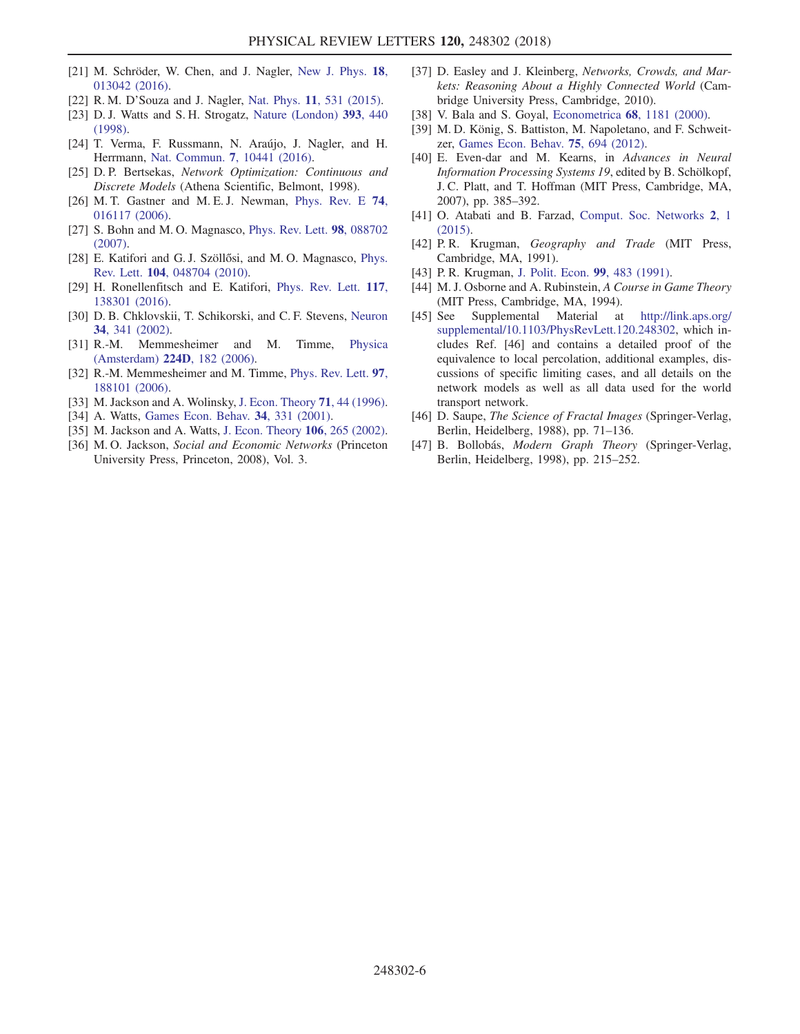[21] M. Schröder, W. Chen, and J. Nagler, New J. Phys. **18**, 013042 (2016).

[22] R. M. D'Souza and J. Nagler, Nat. Phys. **11**, 531 (2015).

[23] D. J. Watts and S. H. Strogatz, Nature (London) **393**, 440 (1998).

[24] T. Verma, F. Russmann, N. Araújo, J. Nagler, and H. Herrmann, Nat. Commun. **7**, 10441 (2016).

[25] D. P. Bertsekas, *Network Optimization: Continuous and Discrete Models* (Athena Scientific, Belmont, 1998).

[26] M. T. Gastner and M. E. J. Newman, Phys. Rev. E **74**, 016117 (2006).

[27] S. Bohn and M. O. Magnasco, Phys. Rev. Lett. **98**, 088702 (2007).

[28] E. Katifori and G. J. Szöllősi, and M. O. Magnasco, Phys. Rev. Lett. **104**, 048704 (2010).

[29] H. Ronellenfitsch and E. Katifori, Phys. Rev. Lett. **117**, 138301 (2016).

[30] D. B. Chklovskii, T. Schikorski, and C. F. Stevens, Neuron **34**, 341 (2002).

[31] R.-M. Memmesheimer and M. Timme, Physica (Amsterdam) **224D**, 182 (2006).

[32] R.-M. Memmesheimer and M. Timme, Phys. Rev. Lett. **97**, 188101 (2006).

[33] M. Jackson and A. Wolinsky, J. Econ. Theory **71**, 44 (1996).

[34] A. Watts, Games Econ. Behav. **34**, 331 (2001).

[35] M. Jackson and A. Watts, J. Econ. Theory **106**, 265 (2002).

[36] M. O. Jackson, *Social and Economic Networks* (Princeton University Press, Princeton, 2008), Vol. 3.

[37] D. Easley and J. Kleinberg, *Networks, Crowds, and Markets: Reasoning About a Highly Connected World* (Cambridge University Press, Cambridge, 2010).

[38] V. Bala and S. Goyal, Econometrica **68**, 1181 (2000).

[39] M. D. König, S. Battiston, M. Napoletano, and F. Schweitzer, Games Econ. Behav. **75**, 694 (2012).

[40] E. Even-dar and M. Kearns, in *Advances in Neural Information Processing Systems 19*, edited by B. Schölkopf, J. C. Platt, and T. Hoffman (MIT Press, Cambridge, MA, 2007), pp. 385–392.

[41] O. Atabati and B. Farzad, Comput. Soc. Networks **2**, 1 (2015).

[42] P. R. Krugman, *Geography and Trade* (MIT Press, Cambridge, MA, 1991).

[43] P. R. Krugman, J. Polit. Econ. **99**, 483 (1991).

[44] M. J. Osborne and A. Rubinstein, *A Course in Game Theory* (MIT Press, Cambridge, MA, 1994).

[45] See Supplemental Material at http://link.aps.org/supplemental/10.1103/PhysRevLett.120.248302, which includes Ref. [46] and contains a detailed proof of the equivalence to local percolation, additional examples, discussions of specific limiting cases, and all details on the network models as well as all data used for the world transport network.

[46] D. Saupe, *The Science of Fractal Images* (Springer-Verlag, Berlin, Heidelberg, 1988), pp. 71–136.

[47] B. Bollobás, *Modern Graph Theory* (Springer-Verlag, Berlin, Heidelberg, 1998), pp. 215–252.